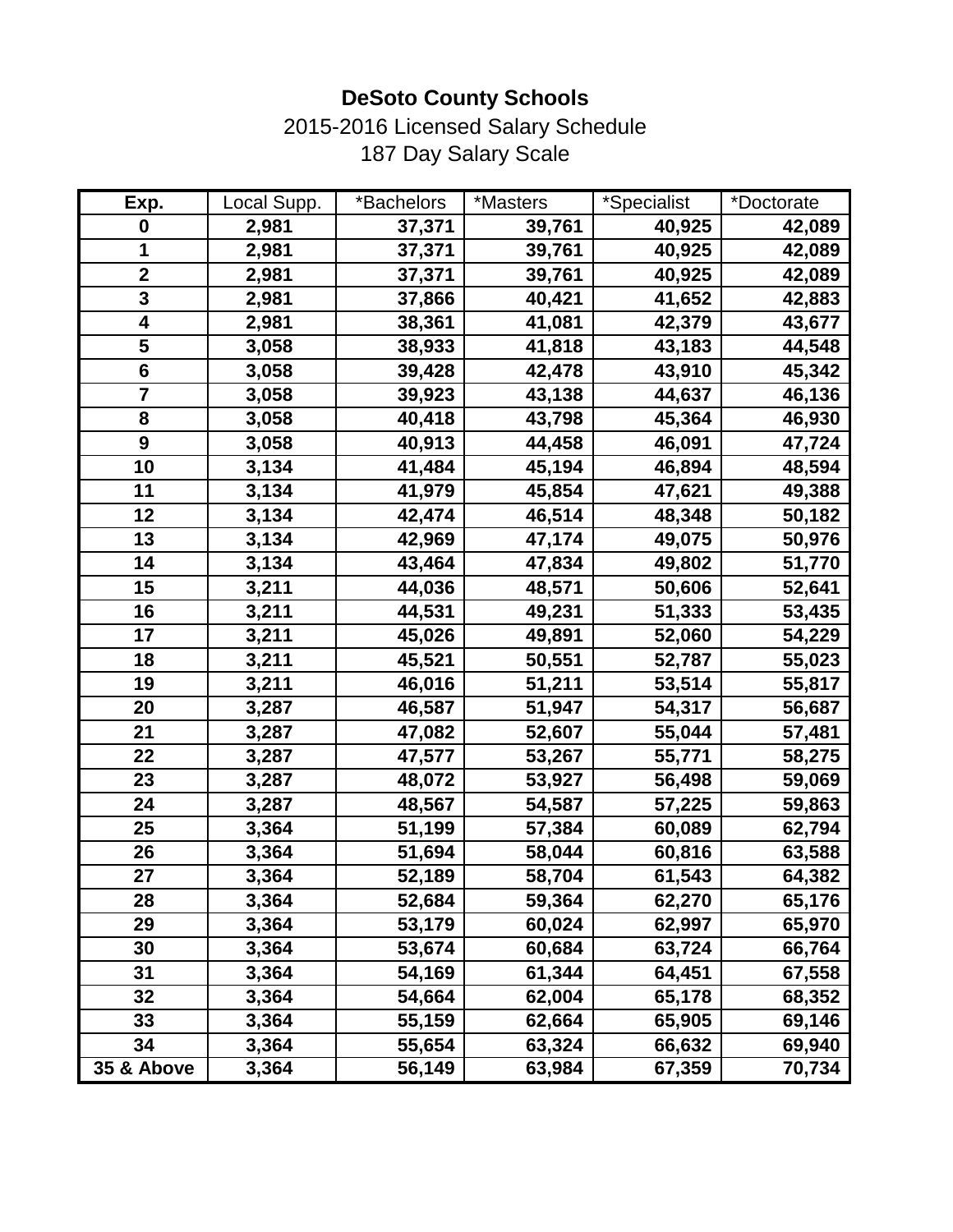# DeSoto County Schools

2015-2016 Licensed Salary Schedule

187 Day Salary Scale

| Exp. | Local Supp. | *Bachelors | *Masters | *Specialist | *Doctorate |
|---|---|---|---|---|---|
| 0 | 2,981 | 37,371 | 39,761 | 40,925 | 42,089 |
| 1 | 2,981 | 37,371 | 39,761 | 40,925 | 42,089 |
| 2 | 2,981 | 37,371 | 39,761 | 40,925 | 42,089 |
| 3 | 2,981 | 37,866 | 40,421 | 41,652 | 42,883 |
| 4 | 2,981 | 38,361 | 41,081 | 42,379 | 43,677 |
| 5 | 3,058 | 38,933 | 41,818 | 43,183 | 44,548 |
| 6 | 3,058 | 39,428 | 42,478 | 43,910 | 45,342 |
| 7 | 3,058 | 39,923 | 43,138 | 44,637 | 46,136 |
| 8 | 3,058 | 40,418 | 43,798 | 45,364 | 46,930 |
| 9 | 3,058 | 40,913 | 44,458 | 46,091 | 47,724 |
| 10 | 3,134 | 41,484 | 45,194 | 46,894 | 48,594 |
| 11 | 3,134 | 41,979 | 45,854 | 47,621 | 49,388 |
| 12 | 3,134 | 42,474 | 46,514 | 48,348 | 50,182 |
| 13 | 3,134 | 42,969 | 47,174 | 49,075 | 50,976 |
| 14 | 3,134 | 43,464 | 47,834 | 49,802 | 51,770 |
| 15 | 3,211 | 44,036 | 48,571 | 50,606 | 52,641 |
| 16 | 3,211 | 44,531 | 49,231 | 51,333 | 53,435 |
| 17 | 3,211 | 45,026 | 49,891 | 52,060 | 54,229 |
| 18 | 3,211 | 45,521 | 50,551 | 52,787 | 55,023 |
| 19 | 3,211 | 46,016 | 51,211 | 53,514 | 55,817 |
| 20 | 3,287 | 46,587 | 51,947 | 54,317 | 56,687 |
| 21 | 3,287 | 47,082 | 52,607 | 55,044 | 57,481 |
| 22 | 3,287 | 47,577 | 53,267 | 55,771 | 58,275 |
| 23 | 3,287 | 48,072 | 53,927 | 56,498 | 59,069 |
| 24 | 3,287 | 48,567 | 54,587 | 57,225 | 59,863 |
| 25 | 3,364 | 51,199 | 57,384 | 60,089 | 62,794 |
| 26 | 3,364 | 51,694 | 58,044 | 60,816 | 63,588 |
| 27 | 3,364 | 52,189 | 58,704 | 61,543 | 64,382 |
| 28 | 3,364 | 52,684 | 59,364 | 62,270 | 65,176 |
| 29 | 3,364 | 53,179 | 60,024 | 62,997 | 65,970 |
| 30 | 3,364 | 53,674 | 60,684 | 63,724 | 66,764 |
| 31 | 3,364 | 54,169 | 61,344 | 64,451 | 67,558 |
| 32 | 3,364 | 54,664 | 62,004 | 65,178 | 68,352 |
| 33 | 3,364 | 55,159 | 62,664 | 65,905 | 69,146 |
| 34 | 3,364 | 55,654 | 63,324 | 66,632 | 69,940 |
| 35 & Above | 3,364 | 56,149 | 63,984 | 67,359 | 70,734 |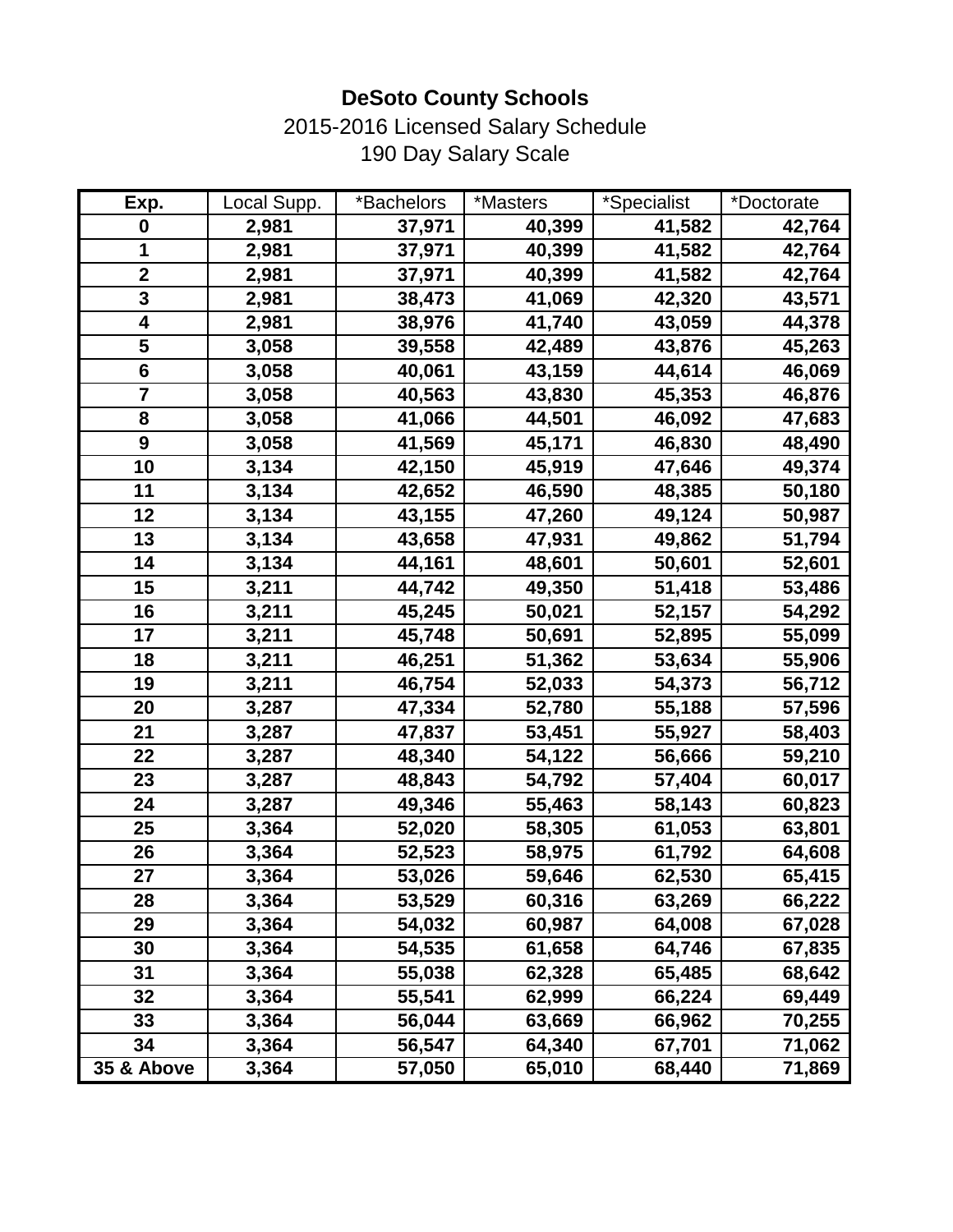# DeSoto County Schools

2015-2016 Licensed Salary Schedule

190 Day Salary Scale

| Exp. | Local Supp. | *Bachelors | *Masters | *Specialist | *Doctorate |
|---|---|---|---|---|---|
| 0 | 2,981 | 37,971 | 40,399 | 41,582 | 42,764 |
| 1 | 2,981 | 37,971 | 40,399 | 41,582 | 42,764 |
| 2 | 2,981 | 37,971 | 40,399 | 41,582 | 42,764 |
| 3 | 2,981 | 38,473 | 41,069 | 42,320 | 43,571 |
| 4 | 2,981 | 38,976 | 41,740 | 43,059 | 44,378 |
| 5 | 3,058 | 39,558 | 42,489 | 43,876 | 45,263 |
| 6 | 3,058 | 40,061 | 43,159 | 44,614 | 46,069 |
| 7 | 3,058 | 40,563 | 43,830 | 45,353 | 46,876 |
| 8 | 3,058 | 41,066 | 44,501 | 46,092 | 47,683 |
| 9 | 3,058 | 41,569 | 45,171 | 46,830 | 48,490 |
| 10 | 3,134 | 42,150 | 45,919 | 47,646 | 49,374 |
| 11 | 3,134 | 42,652 | 46,590 | 48,385 | 50,180 |
| 12 | 3,134 | 43,155 | 47,260 | 49,124 | 50,987 |
| 13 | 3,134 | 43,658 | 47,931 | 49,862 | 51,794 |
| 14 | 3,134 | 44,161 | 48,601 | 50,601 | 52,601 |
| 15 | 3,211 | 44,742 | 49,350 | 51,418 | 53,486 |
| 16 | 3,211 | 45,245 | 50,021 | 52,157 | 54,292 |
| 17 | 3,211 | 45,748 | 50,691 | 52,895 | 55,099 |
| 18 | 3,211 | 46,251 | 51,362 | 53,634 | 55,906 |
| 19 | 3,211 | 46,754 | 52,033 | 54,373 | 56,712 |
| 20 | 3,287 | 47,334 | 52,780 | 55,188 | 57,596 |
| 21 | 3,287 | 47,837 | 53,451 | 55,927 | 58,403 |
| 22 | 3,287 | 48,340 | 54,122 | 56,666 | 59,210 |
| 23 | 3,287 | 48,843 | 54,792 | 57,404 | 60,017 |
| 24 | 3,287 | 49,346 | 55,463 | 58,143 | 60,823 |
| 25 | 3,364 | 52,020 | 58,305 | 61,053 | 63,801 |
| 26 | 3,364 | 52,523 | 58,975 | 61,792 | 64,608 |
| 27 | 3,364 | 53,026 | 59,646 | 62,530 | 65,415 |
| 28 | 3,364 | 53,529 | 60,316 | 63,269 | 66,222 |
| 29 | 3,364 | 54,032 | 60,987 | 64,008 | 67,028 |
| 30 | 3,364 | 54,535 | 61,658 | 64,746 | 67,835 |
| 31 | 3,364 | 55,038 | 62,328 | 65,485 | 68,642 |
| 32 | 3,364 | 55,541 | 62,999 | 66,224 | 69,449 |
| 33 | 3,364 | 56,044 | 63,669 | 66,962 | 70,255 |
| 34 | 3,364 | 56,547 | 64,340 | 67,701 | 71,062 |
| 35 & Above | 3,364 | 57,050 | 65,010 | 68,440 | 71,869 |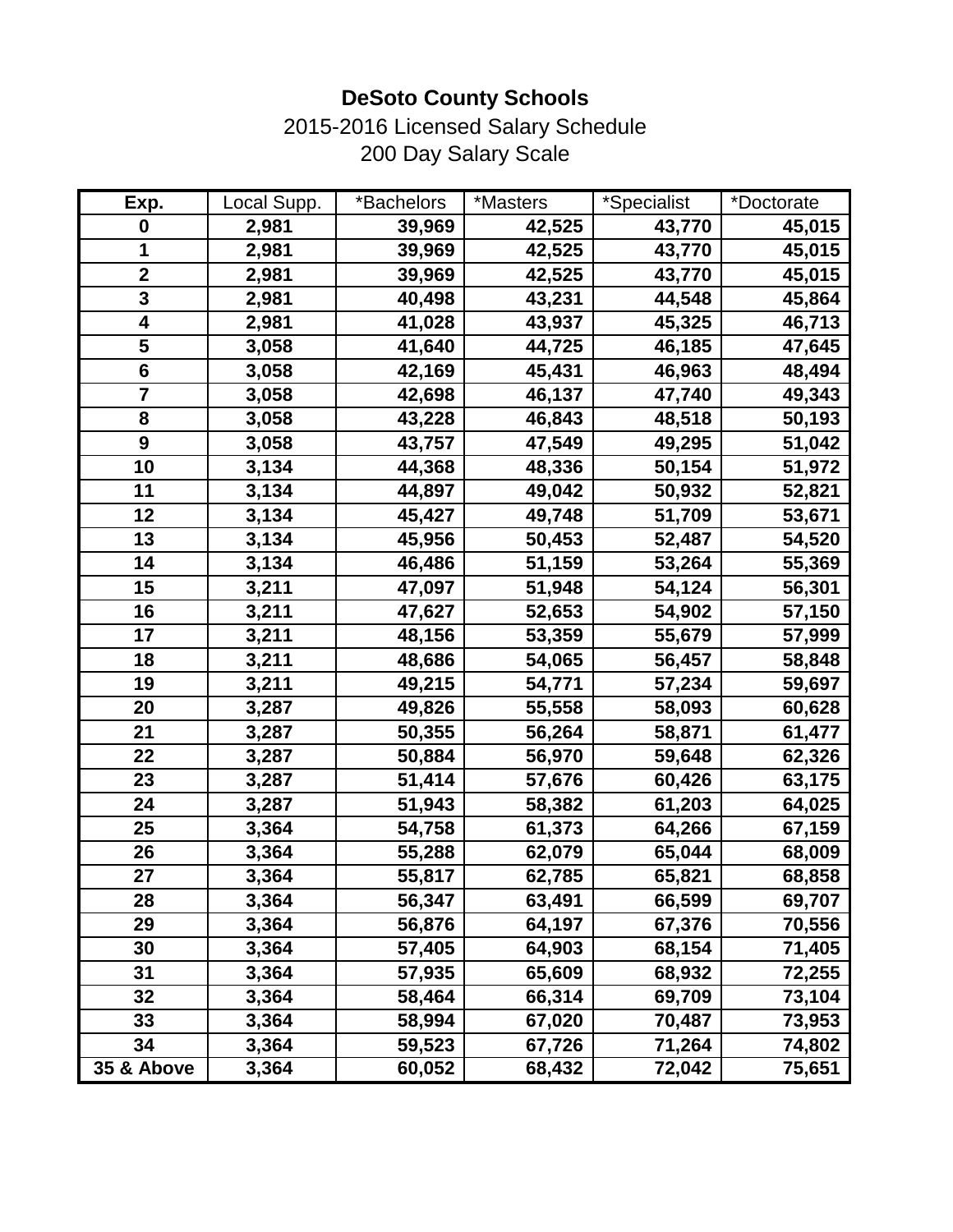# DeSoto County Schools

2015-2016 Licensed Salary Schedule

200 Day Salary Scale

| Exp. | Local Supp. | *Bachelors | *Masters | *Specialist | *Doctorate |
|---|---|---|---|---|---|
| 0 | 2,981 | 39,969 | 42,525 | 43,770 | 45,015 |
| 1 | 2,981 | 39,969 | 42,525 | 43,770 | 45,015 |
| 2 | 2,981 | 39,969 | 42,525 | 43,770 | 45,015 |
| 3 | 2,981 | 40,498 | 43,231 | 44,548 | 45,864 |
| 4 | 2,981 | 41,028 | 43,937 | 45,325 | 46,713 |
| 5 | 3,058 | 41,640 | 44,725 | 46,185 | 47,645 |
| 6 | 3,058 | 42,169 | 45,431 | 46,963 | 48,494 |
| 7 | 3,058 | 42,698 | 46,137 | 47,740 | 49,343 |
| 8 | 3,058 | 43,228 | 46,843 | 48,518 | 50,193 |
| 9 | 3,058 | 43,757 | 47,549 | 49,295 | 51,042 |
| 10 | 3,134 | 44,368 | 48,336 | 50,154 | 51,972 |
| 11 | 3,134 | 44,897 | 49,042 | 50,932 | 52,821 |
| 12 | 3,134 | 45,427 | 49,748 | 51,709 | 53,671 |
| 13 | 3,134 | 45,956 | 50,453 | 52,487 | 54,520 |
| 14 | 3,134 | 46,486 | 51,159 | 53,264 | 55,369 |
| 15 | 3,211 | 47,097 | 51,948 | 54,124 | 56,301 |
| 16 | 3,211 | 47,627 | 52,653 | 54,902 | 57,150 |
| 17 | 3,211 | 48,156 | 53,359 | 55,679 | 57,999 |
| 18 | 3,211 | 48,686 | 54,065 | 56,457 | 58,848 |
| 19 | 3,211 | 49,215 | 54,771 | 57,234 | 59,697 |
| 20 | 3,287 | 49,826 | 55,558 | 58,093 | 60,628 |
| 21 | 3,287 | 50,355 | 56,264 | 58,871 | 61,477 |
| 22 | 3,287 | 50,884 | 56,970 | 59,648 | 62,326 |
| 23 | 3,287 | 51,414 | 57,676 | 60,426 | 63,175 |
| 24 | 3,287 | 51,943 | 58,382 | 61,203 | 64,025 |
| 25 | 3,364 | 54,758 | 61,373 | 64,266 | 67,159 |
| 26 | 3,364 | 55,288 | 62,079 | 65,044 | 68,009 |
| 27 | 3,364 | 55,817 | 62,785 | 65,821 | 68,858 |
| 28 | 3,364 | 56,347 | 63,491 | 66,599 | 69,707 |
| 29 | 3,364 | 56,876 | 64,197 | 67,376 | 70,556 |
| 30 | 3,364 | 57,405 | 64,903 | 68,154 | 71,405 |
| 31 | 3,364 | 57,935 | 65,609 | 68,932 | 72,255 |
| 32 | 3,364 | 58,464 | 66,314 | 69,709 | 73,104 |
| 33 | 3,364 | 58,994 | 67,020 | 70,487 | 73,953 |
| 34 | 3,364 | 59,523 | 67,726 | 71,264 | 74,802 |
| 35 & Above | 3,364 | 60,052 | 68,432 | 72,042 | 75,651 |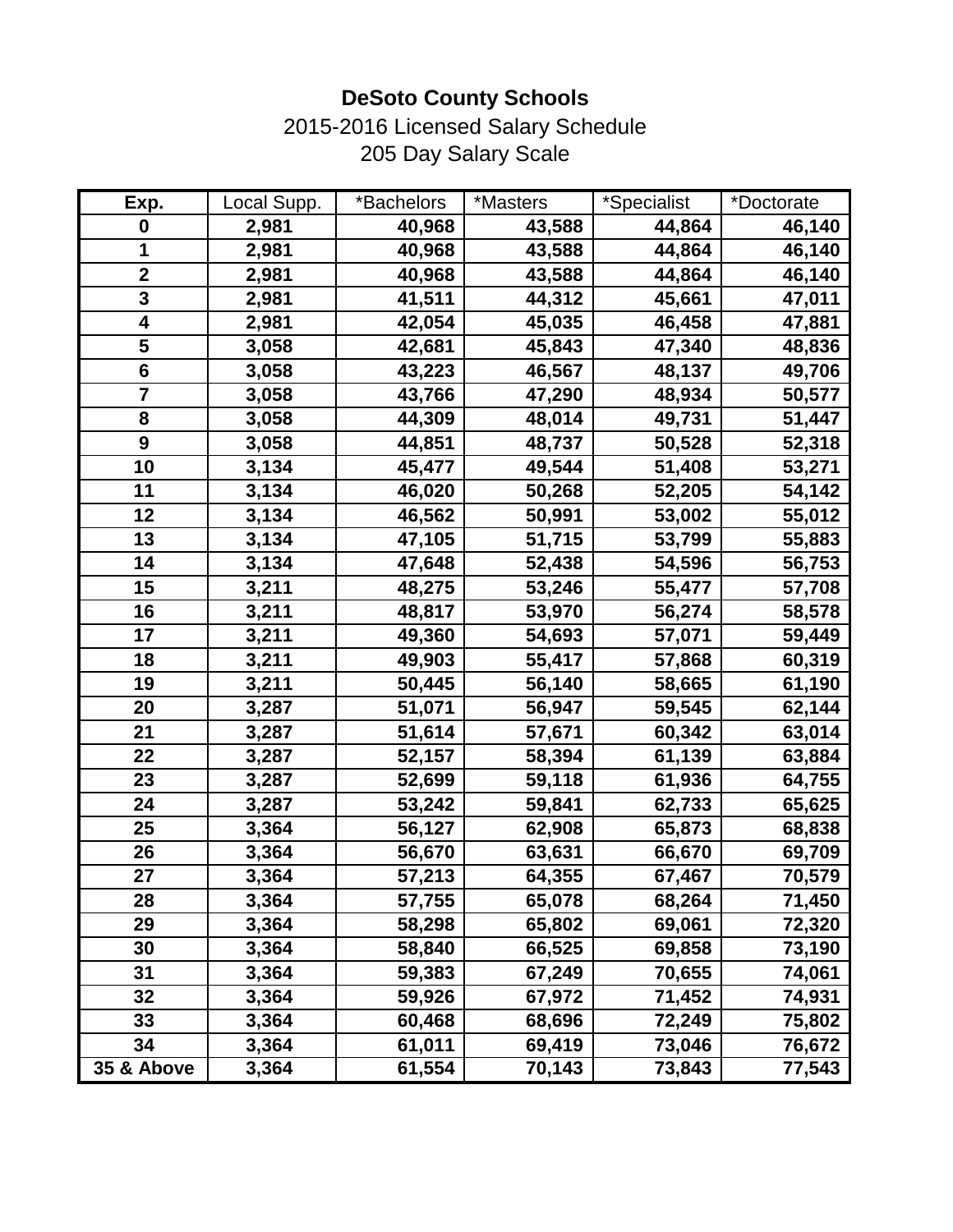**DeSoto County Schools**

2015-2016 Licensed Salary Schedule

205 Day Salary Scale

| Exp. | Local Supp. | *Bachelors | *Masters | *Specialist | *Doctorate |
|---|---|---|---|---|---|
| 0 | 2,981 | 40,968 | 43,588 | 44,864 | 46,140 |
| 1 | 2,981 | 40,968 | 43,588 | 44,864 | 46,140 |
| 2 | 2,981 | 40,968 | 43,588 | 44,864 | 46,140 |
| 3 | 2,981 | 41,511 | 44,312 | 45,661 | 47,011 |
| 4 | 2,981 | 42,054 | 45,035 | 46,458 | 47,881 |
| 5 | 3,058 | 42,681 | 45,843 | 47,340 | 48,836 |
| 6 | 3,058 | 43,223 | 46,567 | 48,137 | 49,706 |
| 7 | 3,058 | 43,766 | 47,290 | 48,934 | 50,577 |
| 8 | 3,058 | 44,309 | 48,014 | 49,731 | 51,447 |
| 9 | 3,058 | 44,851 | 48,737 | 50,528 | 52,318 |
| 10 | 3,134 | 45,477 | 49,544 | 51,408 | 53,271 |
| 11 | 3,134 | 46,020 | 50,268 | 52,205 | 54,142 |
| 12 | 3,134 | 46,562 | 50,991 | 53,002 | 55,012 |
| 13 | 3,134 | 47,105 | 51,715 | 53,799 | 55,883 |
| 14 | 3,134 | 47,648 | 52,438 | 54,596 | 56,753 |
| 15 | 3,211 | 48,275 | 53,246 | 55,477 | 57,708 |
| 16 | 3,211 | 48,817 | 53,970 | 56,274 | 58,578 |
| 17 | 3,211 | 49,360 | 54,693 | 57,071 | 59,449 |
| 18 | 3,211 | 49,903 | 55,417 | 57,868 | 60,319 |
| 19 | 3,211 | 50,445 | 56,140 | 58,665 | 61,190 |
| 20 | 3,287 | 51,071 | 56,947 | 59,545 | 62,144 |
| 21 | 3,287 | 51,614 | 57,671 | 60,342 | 63,014 |
| 22 | 3,287 | 52,157 | 58,394 | 61,139 | 63,884 |
| 23 | 3,287 | 52,699 | 59,118 | 61,936 | 64,755 |
| 24 | 3,287 | 53,242 | 59,841 | 62,733 | 65,625 |
| 25 | 3,364 | 56,127 | 62,908 | 65,873 | 68,838 |
| 26 | 3,364 | 56,670 | 63,631 | 66,670 | 69,709 |
| 27 | 3,364 | 57,213 | 64,355 | 67,467 | 70,579 |
| 28 | 3,364 | 57,755 | 65,078 | 68,264 | 71,450 |
| 29 | 3,364 | 58,298 | 65,802 | 69,061 | 72,320 |
| 30 | 3,364 | 58,840 | 66,525 | 69,858 | 73,190 |
| 31 | 3,364 | 59,383 | 67,249 | 70,655 | 74,061 |
| 32 | 3,364 | 59,926 | 67,972 | 71,452 | 74,931 |
| 33 | 3,364 | 60,468 | 68,696 | 72,249 | 75,802 |
| 34 | 3,364 | 61,011 | 69,419 | 73,046 | 76,672 |
| 35 & Above | 3,364 | 61,554 | 70,143 | 73,843 | 77,543 |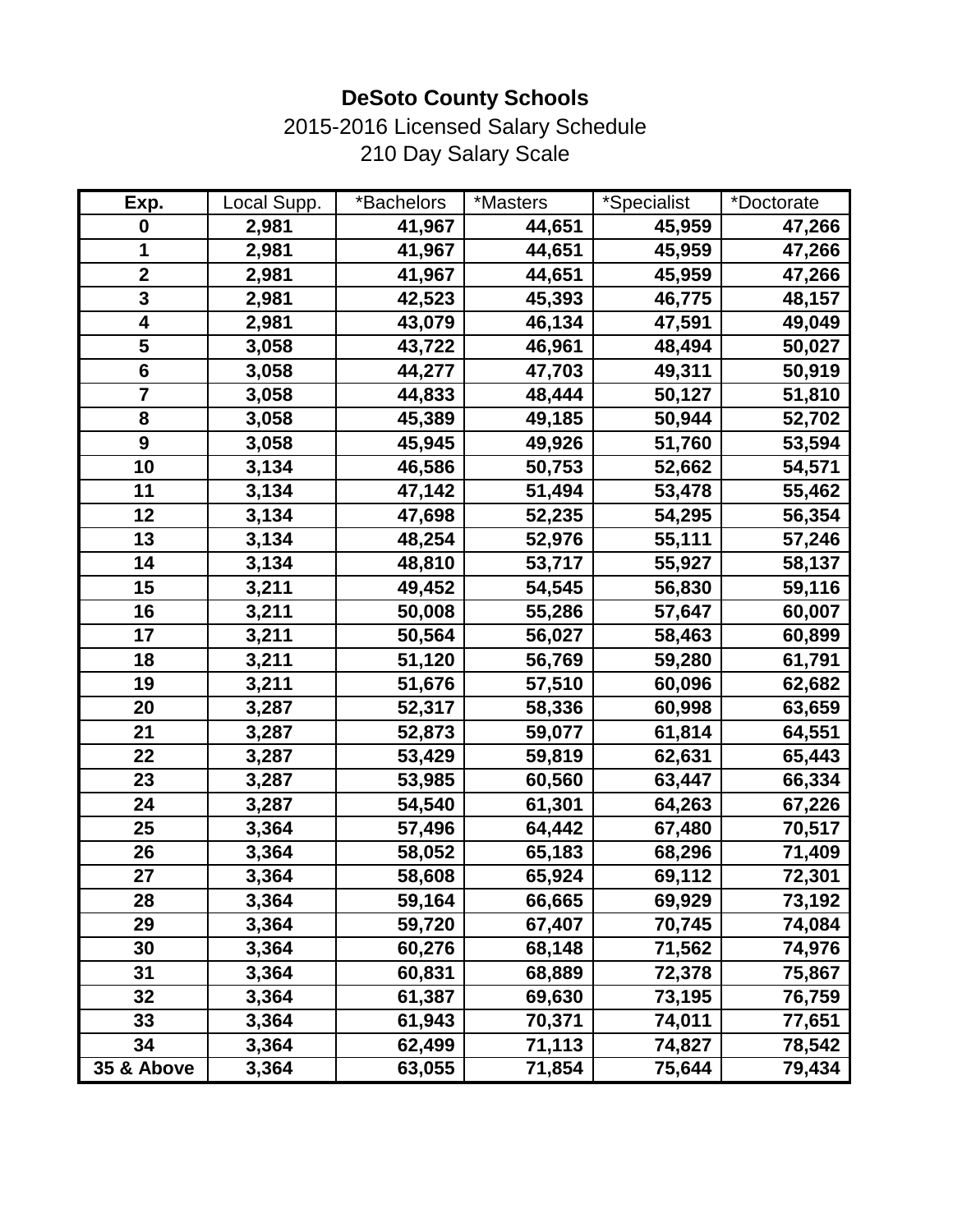# DeSoto County Schools

2015-2016 Licensed Salary Schedule

210 Day Salary Scale

| Exp. | Local Supp. | *Bachelors | *Masters | *Specialist | *Doctorate |
|---|---|---|---|---|---|
| 0 | 2,981 | 41,967 | 44,651 | 45,959 | 47,266 |
| 1 | 2,981 | 41,967 | 44,651 | 45,959 | 47,266 |
| 2 | 2,981 | 41,967 | 44,651 | 45,959 | 47,266 |
| 3 | 2,981 | 42,523 | 45,393 | 46,775 | 48,157 |
| 4 | 2,981 | 43,079 | 46,134 | 47,591 | 49,049 |
| 5 | 3,058 | 43,722 | 46,961 | 48,494 | 50,027 |
| 6 | 3,058 | 44,277 | 47,703 | 49,311 | 50,919 |
| 7 | 3,058 | 44,833 | 48,444 | 50,127 | 51,810 |
| 8 | 3,058 | 45,389 | 49,185 | 50,944 | 52,702 |
| 9 | 3,058 | 45,945 | 49,926 | 51,760 | 53,594 |
| 10 | 3,134 | 46,586 | 50,753 | 52,662 | 54,571 |
| 11 | 3,134 | 47,142 | 51,494 | 53,478 | 55,462 |
| 12 | 3,134 | 47,698 | 52,235 | 54,295 | 56,354 |
| 13 | 3,134 | 48,254 | 52,976 | 55,111 | 57,246 |
| 14 | 3,134 | 48,810 | 53,717 | 55,927 | 58,137 |
| 15 | 3,211 | 49,452 | 54,545 | 56,830 | 59,116 |
| 16 | 3,211 | 50,008 | 55,286 | 57,647 | 60,007 |
| 17 | 3,211 | 50,564 | 56,027 | 58,463 | 60,899 |
| 18 | 3,211 | 51,120 | 56,769 | 59,280 | 61,791 |
| 19 | 3,211 | 51,676 | 57,510 | 60,096 | 62,682 |
| 20 | 3,287 | 52,317 | 58,336 | 60,998 | 63,659 |
| 21 | 3,287 | 52,873 | 59,077 | 61,814 | 64,551 |
| 22 | 3,287 | 53,429 | 59,819 | 62,631 | 65,443 |
| 23 | 3,287 | 53,985 | 60,560 | 63,447 | 66,334 |
| 24 | 3,287 | 54,540 | 61,301 | 64,263 | 67,226 |
| 25 | 3,364 | 57,496 | 64,442 | 67,480 | 70,517 |
| 26 | 3,364 | 58,052 | 65,183 | 68,296 | 71,409 |
| 27 | 3,364 | 58,608 | 65,924 | 69,112 | 72,301 |
| 28 | 3,364 | 59,164 | 66,665 | 69,929 | 73,192 |
| 29 | 3,364 | 59,720 | 67,407 | 70,745 | 74,084 |
| 30 | 3,364 | 60,276 | 68,148 | 71,562 | 74,976 |
| 31 | 3,364 | 60,831 | 68,889 | 72,378 | 75,867 |
| 32 | 3,364 | 61,387 | 69,630 | 73,195 | 76,759 |
| 33 | 3,364 | 61,943 | 70,371 | 74,011 | 77,651 |
| 34 | 3,364 | 62,499 | 71,113 | 74,827 | 78,542 |
| 35 & Above | 3,364 | 63,055 | 71,854 | 75,644 | 79,434 |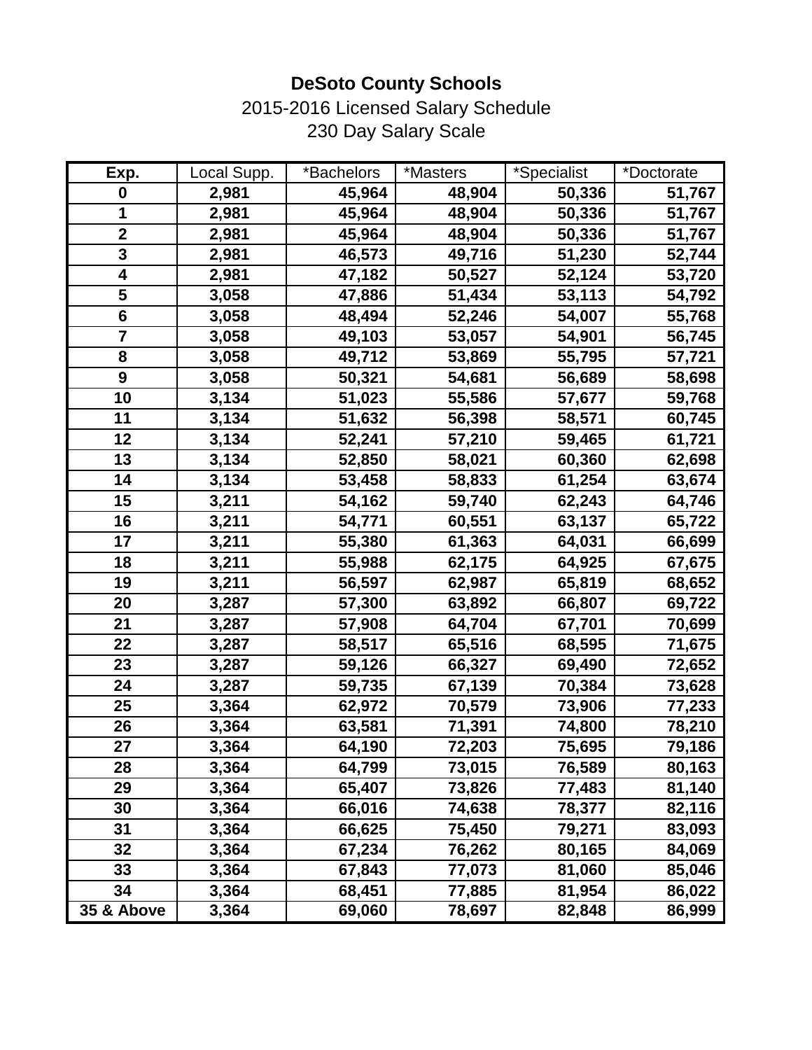**DeSoto County Schools**

2015-2016 Licensed Salary Schedule

230 Day Salary Scale

| Exp. | Local Supp. | *Bachelors | *Masters | *Specialist | *Doctorate |
|---|---|---|---|---|---|
| 0 | 2,981 | 45,964 | 48,904 | 50,336 | 51,767 |
| 1 | 2,981 | 45,964 | 48,904 | 50,336 | 51,767 |
| 2 | 2,981 | 45,964 | 48,904 | 50,336 | 51,767 |
| 3 | 2,981 | 46,573 | 49,716 | 51,230 | 52,744 |
| 4 | 2,981 | 47,182 | 50,527 | 52,124 | 53,720 |
| 5 | 3,058 | 47,886 | 51,434 | 53,113 | 54,792 |
| 6 | 3,058 | 48,494 | 52,246 | 54,007 | 55,768 |
| 7 | 3,058 | 49,103 | 53,057 | 54,901 | 56,745 |
| 8 | 3,058 | 49,712 | 53,869 | 55,795 | 57,721 |
| 9 | 3,058 | 50,321 | 54,681 | 56,689 | 58,698 |
| 10 | 3,134 | 51,023 | 55,586 | 57,677 | 59,768 |
| 11 | 3,134 | 51,632 | 56,398 | 58,571 | 60,745 |
| 12 | 3,134 | 52,241 | 57,210 | 59,465 | 61,721 |
| 13 | 3,134 | 52,850 | 58,021 | 60,360 | 62,698 |
| 14 | 3,134 | 53,458 | 58,833 | 61,254 | 63,674 |
| 15 | 3,211 | 54,162 | 59,740 | 62,243 | 64,746 |
| 16 | 3,211 | 54,771 | 60,551 | 63,137 | 65,722 |
| 17 | 3,211 | 55,380 | 61,363 | 64,031 | 66,699 |
| 18 | 3,211 | 55,988 | 62,175 | 64,925 | 67,675 |
| 19 | 3,211 | 56,597 | 62,987 | 65,819 | 68,652 |
| 20 | 3,287 | 57,300 | 63,892 | 66,807 | 69,722 |
| 21 | 3,287 | 57,908 | 64,704 | 67,701 | 70,699 |
| 22 | 3,287 | 58,517 | 65,516 | 68,595 | 71,675 |
| 23 | 3,287 | 59,126 | 66,327 | 69,490 | 72,652 |
| 24 | 3,287 | 59,735 | 67,139 | 70,384 | 73,628 |
| 25 | 3,364 | 62,972 | 70,579 | 73,906 | 77,233 |
| 26 | 3,364 | 63,581 | 71,391 | 74,800 | 78,210 |
| 27 | 3,364 | 64,190 | 72,203 | 75,695 | 79,186 |
| 28 | 3,364 | 64,799 | 73,015 | 76,589 | 80,163 |
| 29 | 3,364 | 65,407 | 73,826 | 77,483 | 81,140 |
| 30 | 3,364 | 66,016 | 74,638 | 78,377 | 82,116 |
| 31 | 3,364 | 66,625 | 75,450 | 79,271 | 83,093 |
| 32 | 3,364 | 67,234 | 76,262 | 80,165 | 84,069 |
| 33 | 3,364 | 67,843 | 77,073 | 81,060 | 85,046 |
| 34 | 3,364 | 68,451 | 77,885 | 81,954 | 86,022 |
| 35 & Above | 3,364 | 69,060 | 78,697 | 82,848 | 86,999 |